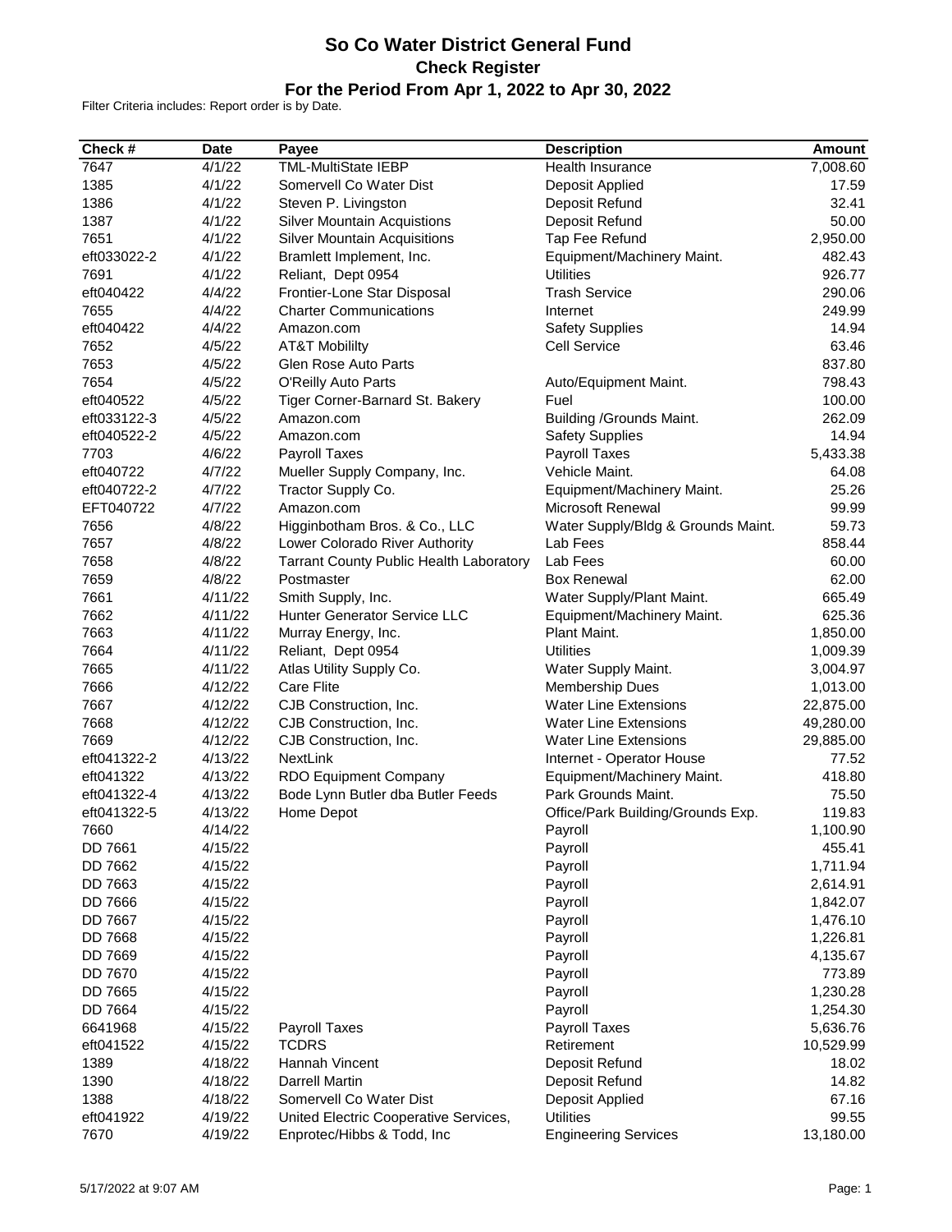# So Co Water District General Fund
## Check Register
### For the Period From Apr 1, 2022 to Apr 30, 2022

Filter Criteria includes: Report order is by Date.

| Check # | Date | Payee | Description | Amount |
|---|---|---|---|---|
| 7647 | 4/1/22 | TML-MultiState IEBP | Health Insurance | 7,008.60 |
| 1385 | 4/1/22 | Somervell Co Water Dist | Deposit Applied | 17.59 |
| 1386 | 4/1/22 | Steven P. Livingston | Deposit Refund | 32.41 |
| 1387 | 4/1/22 | Silver Mountain Acquistions | Deposit Refund | 50.00 |
| 7651 | 4/1/22 | Silver Mountain Acquisitions | Tap Fee Refund | 2,950.00 |
| eft033022-2 | 4/1/22 | Bramlett Implement, Inc. | Equipment/Machinery Maint. | 482.43 |
| 7691 | 4/1/22 | Reliant, Dept 0954 | Utilities | 926.77 |
| eft040422 | 4/4/22 | Frontier-Lone Star Disposal | Trash Service | 290.06 |
| 7655 | 4/4/22 | Charter Communications | Internet | 249.99 |
| eft040422 | 4/4/22 | Amazon.com | Safety Supplies | 14.94 |
| 7652 | 4/5/22 | AT&T Mobililty | Cell Service | 63.46 |
| 7653 | 4/5/22 | Glen Rose Auto Parts | | 837.80 |
| 7654 | 4/5/22 | O'Reilly Auto Parts | Auto/Equipment Maint. | 798.43 |
| eft040522 | 4/5/22 | Tiger Corner-Barnard St. Bakery | Fuel | 100.00 |
| eft033122-3 | 4/5/22 | Amazon.com | Building /Grounds Maint. | 262.09 |
| eft040522-2 | 4/5/22 | Amazon.com | Safety Supplies | 14.94 |
| 7703 | 4/6/22 | Payroll Taxes | Payroll Taxes | 5,433.38 |
| eft040722 | 4/7/22 | Mueller Supply Company, Inc. | Vehicle Maint. | 64.08 |
| eft040722-2 | 4/7/22 | Tractor Supply Co. | Equipment/Machinery Maint. | 25.26 |
| EFT040722 | 4/7/22 | Amazon.com | Microsoft Renewal | 99.99 |
| 7656 | 4/8/22 | Higginbotham Bros. & Co., LLC | Water Supply/Bldg & Grounds Maint. | 59.73 |
| 7657 | 4/8/22 | Lower Colorado River Authority | Lab Fees | 858.44 |
| 7658 | 4/8/22 | Tarrant County Public Health Laboratory | Lab Fees | 60.00 |
| 7659 | 4/8/22 | Postmaster | Box Renewal | 62.00 |
| 7661 | 4/11/22 | Smith Supply, Inc. | Water Supply/Plant Maint. | 665.49 |
| 7662 | 4/11/22 | Hunter Generator Service LLC | Equipment/Machinery Maint. | 625.36 |
| 7663 | 4/11/22 | Murray Energy, Inc. | Plant Maint. | 1,850.00 |
| 7664 | 4/11/22 | Reliant, Dept 0954 | Utilities | 1,009.39 |
| 7665 | 4/11/22 | Atlas Utility Supply Co. | Water Supply Maint. | 3,004.97 |
| 7666 | 4/12/22 | Care Flite | Membership Dues | 1,013.00 |
| 7667 | 4/12/22 | CJB Construction, Inc. | Water Line Extensions | 22,875.00 |
| 7668 | 4/12/22 | CJB Construction, Inc. | Water Line Extensions | 49,280.00 |
| 7669 | 4/12/22 | CJB Construction, Inc. | Water Line Extensions | 29,885.00 |
| eft041322-2 | 4/13/22 | NextLink | Internet - Operator House | 77.52 |
| eft041322 | 4/13/22 | RDO Equipment Company | Equipment/Machinery Maint. | 418.80 |
| eft041322-4 | 4/13/22 | Bode Lynn Butler dba Butler Feeds | Park Grounds Maint. | 75.50 |
| eft041322-5 | 4/13/22 | Home Depot | Office/Park Building/Grounds Exp. | 119.83 |
| 7660 | 4/14/22 | | Payroll | 1,100.90 |
| DD 7661 | 4/15/22 | | Payroll | 455.41 |
| DD 7662 | 4/15/22 | | Payroll | 1,711.94 |
| DD 7663 | 4/15/22 | | Payroll | 2,614.91 |
| DD 7666 | 4/15/22 | | Payroll | 1,842.07 |
| DD 7667 | 4/15/22 | | Payroll | 1,476.10 |
| DD 7668 | 4/15/22 | | Payroll | 1,226.81 |
| DD 7669 | 4/15/22 | | Payroll | 4,135.67 |
| DD 7670 | 4/15/22 | | Payroll | 773.89 |
| DD 7665 | 4/15/22 | | Payroll | 1,230.28 |
| DD 7664 | 4/15/22 | | Payroll | 1,254.30 |
| 6641968 | 4/15/22 | Payroll Taxes | Payroll Taxes | 5,636.76 |
| eft041522 | 4/15/22 | TCDRS | Retirement | 10,529.99 |
| 1389 | 4/18/22 | Hannah Vincent | Deposit Refund | 18.02 |
| 1390 | 4/18/22 | Darrell Martin | Deposit Refund | 14.82 |
| 1388 | 4/18/22 | Somervell Co Water Dist | Deposit Applied | 67.16 |
| eft041922 | 4/19/22 | United Electric Cooperative Services, | Utilities | 99.55 |
| 7670 | 4/19/22 | Enprotec/Hibbs & Todd, Inc | Engineering Services | 13,180.00 |

5/17/2022 at 9:07 AM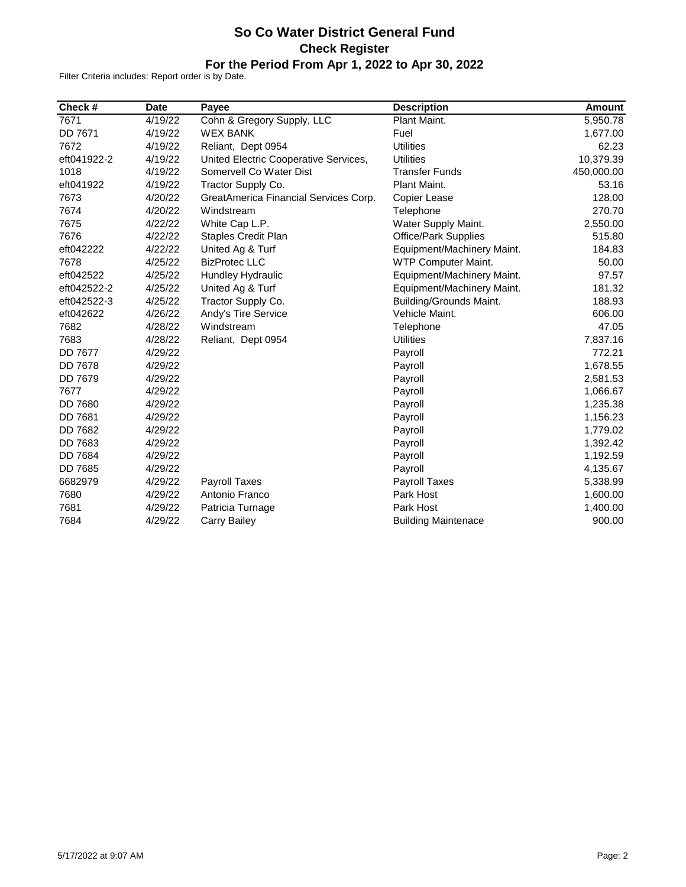# So Co Water District General Fund
## Check Register
### For the Period From Apr 1, 2022 to Apr 30, 2022

Filter Criteria includes: Report order is by Date.

| Check # | Date | Payee | Description | Amount |
|---|---|---|---|---|
| 7671 | 4/19/22 | Cohn & Gregory Supply, LLC | Plant Maint. | 5,950.78 |
| DD 7671 | 4/19/22 | WEX BANK | Fuel | 1,677.00 |
| 7672 | 4/19/22 | Reliant, Dept 0954 | Utilities | 62.23 |
| eft041922-2 | 4/19/22 | United Electric Cooperative Services, | Utilities | 10,379.39 |
| 1018 | 4/19/22 | Somervell Co Water Dist | Transfer Funds | 450,000.00 |
| eft041922 | 4/19/22 | Tractor Supply Co. | Plant Maint. | 53.16 |
| 7673 | 4/20/22 | GreatAmerica Financial Services Corp. | Copier Lease | 128.00 |
| 7674 | 4/20/22 | Windstream | Telephone | 270.70 |
| 7675 | 4/22/22 | White Cap L.P. | Water Supply Maint. | 2,550.00 |
| 7676 | 4/22/22 | Staples Credit Plan | Office/Park Supplies | 515.80 |
| eft042222 | 4/22/22 | United Ag & Turf | Equipment/Machinery Maint. | 184.83 |
| 7678 | 4/25/22 | BizProtec LLC | WTP Computer Maint. | 50.00 |
| eft042522 | 4/25/22 | Hundley Hydraulic | Equipment/Machinery Maint. | 97.57 |
| eft042522-2 | 4/25/22 | United Ag & Turf | Equipment/Machinery Maint. | 181.32 |
| eft042522-3 | 4/25/22 | Tractor Supply Co. | Building/Grounds Maint. | 188.93 |
| eft042622 | 4/26/22 | Andy's Tire Service | Vehicle Maint. | 606.00 |
| 7682 | 4/28/22 | Windstream | Telephone | 47.05 |
| 7683 | 4/28/22 | Reliant, Dept 0954 | Utilities | 7,837.16 |
| DD 7677 | 4/29/22 | | Payroll | 772.21 |
| DD 7678 | 4/29/22 | | Payroll | 1,678.55 |
| DD 7679 | 4/29/22 | | Payroll | 2,581.53 |
| 7677 | 4/29/22 | | Payroll | 1,066.67 |
| DD 7680 | 4/29/22 | | Payroll | 1,235.38 |
| DD 7681 | 4/29/22 | | Payroll | 1,156.23 |
| DD 7682 | 4/29/22 | | Payroll | 1,779.02 |
| DD 7683 | 4/29/22 | | Payroll | 1,392.42 |
| DD 7684 | 4/29/22 | | Payroll | 1,192.59 |
| DD 7685 | 4/29/22 | | Payroll | 4,135.67 |
| 6682979 | 4/29/22 | Payroll Taxes | Payroll Taxes | 5,338.99 |
| 7680 | 4/29/22 | Antonio Franco | Park Host | 1,600.00 |
| 7681 | 4/29/22 | Patricia Turnage | Park Host | 1,400.00 |
| 7684 | 4/29/22 | Carry Bailey | Building Maintenace | 900.00 |

5/17/2022 at 9:07 AM